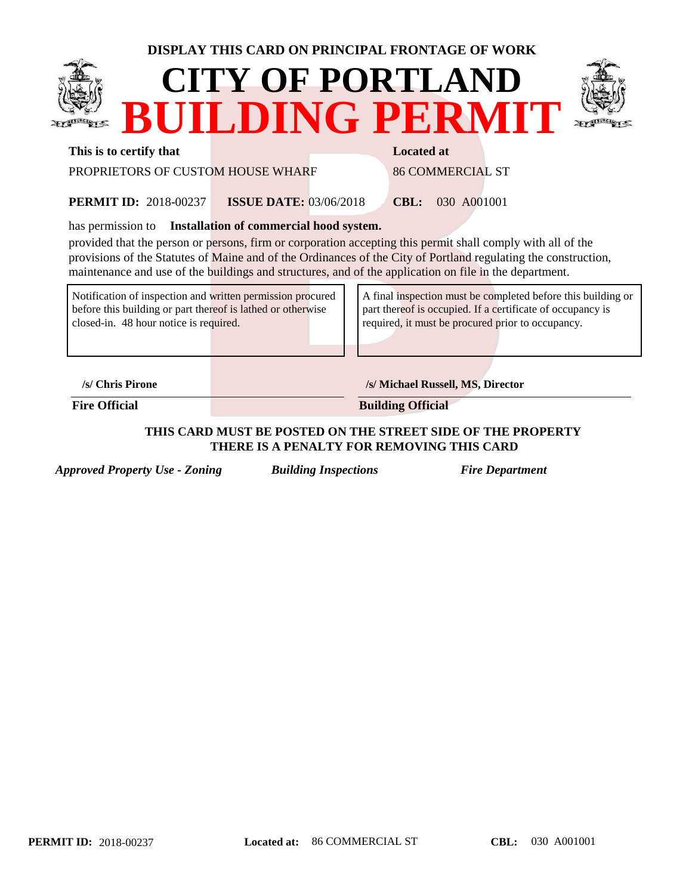**DISPLAY THIS CARD ON PRINCIPAL FRONTAGE OF WORK**

# CITY OF PORTLAND
# BUILDING PERMIT

**This is to certify that**
PROPRIETORS OF CUSTOM HOUSE WHARF

**Located at**
86 COMMERCIAL ST

**PERMIT ID:** 2018-00237 **ISSUE DATE:** 03/06/2018 **CBL:** 030 A001001

has permission to **Installation of commercial hood system.**

provided that the person or persons, firm or corporation accepting this permit shall comply with all of the provisions of the Statutes of Maine and of the Ordinances of the City of Portland regulating the construction, maintenance and use of the buildings and structures, and of the application on file in the department.

| Notification of inspection and written permission procured before this building or part thereof is lathed or otherwise closed-in. 48 hour notice is required. | A final inspection must be completed before this building or part thereof is occupied. If a certificate of occupancy is required, it must be procured prior to occupancy. |
| --- | --- |

**/s/ Chris Pirone**
**Fire Official**

**/s/ Michael Russell, MS, Director**
**Building Official**

**THIS CARD MUST BE POSTED ON THE STREET SIDE OF THE PROPERTY**
**THERE IS A PENALTY FOR REMOVING THIS CARD**

***Approved Property Use - Zoning*** ***Building Inspections*** ***Fire Department***

**PERMIT ID:** 2018-00237 **Located at:** 86 COMMERCIAL ST **CBL:** 030 A001001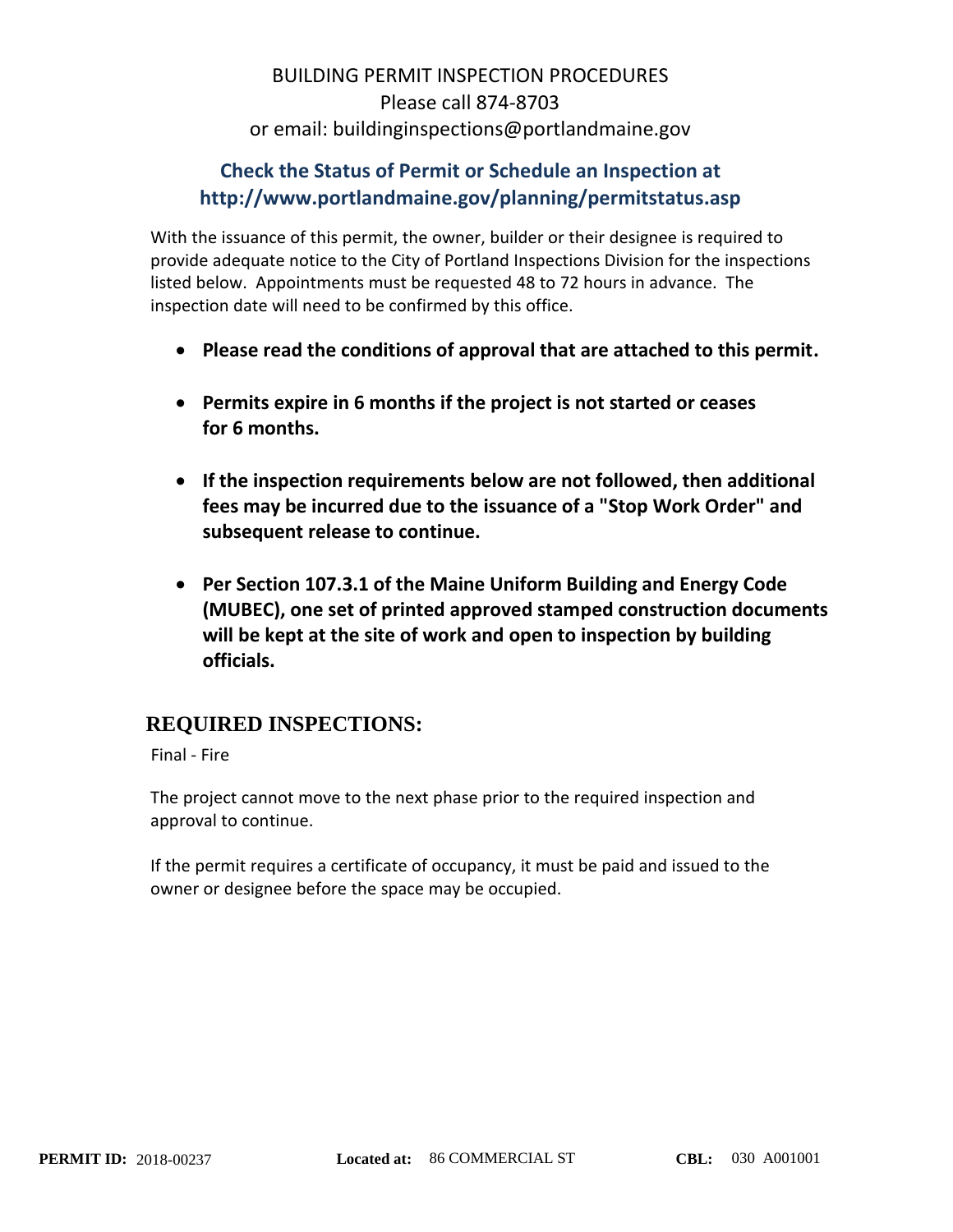# BUILDING PERMIT INSPECTION PROCEDURES
Please call 874-8703
or email: buildinginspections@portlandmaine.gov

## Check the Status of Permit or Schedule an Inspection at http://www.portlandmaine.gov/planning/permitstatus.asp

With the issuance of this permit, the owner, builder or their designee is required to provide adequate notice to the City of Portland Inspections Division for the inspections listed below. Appointments must be requested 48 to 72 hours in advance. The inspection date will need to be confirmed by this office.

- **Please read the conditions of approval that are attached to this permit.**
- **Permits expire in 6 months if the project is not started or ceases for 6 months.**
- **If the inspection requirements below are not followed, then additional fees may be incurred due to the issuance of a "Stop Work Order" and subsequent release to continue.**
- **Per Section 107.3.1 of the Maine Uniform Building and Energy Code (MUBEC), one set of printed approved stamped construction documents will be kept at the site of work and open to inspection by building officials.**

## REQUIRED INSPECTIONS:

Final - Fire

The project cannot move to the next phase prior to the required inspection and approval to continue.

If the permit requires a certificate of occupancy, it must be paid and issued to the owner or designee before the space may be occupied.

**PERMIT ID:** 2018-00237 **Located at:** 86 COMMERCIAL ST **CBL:** 030 A001001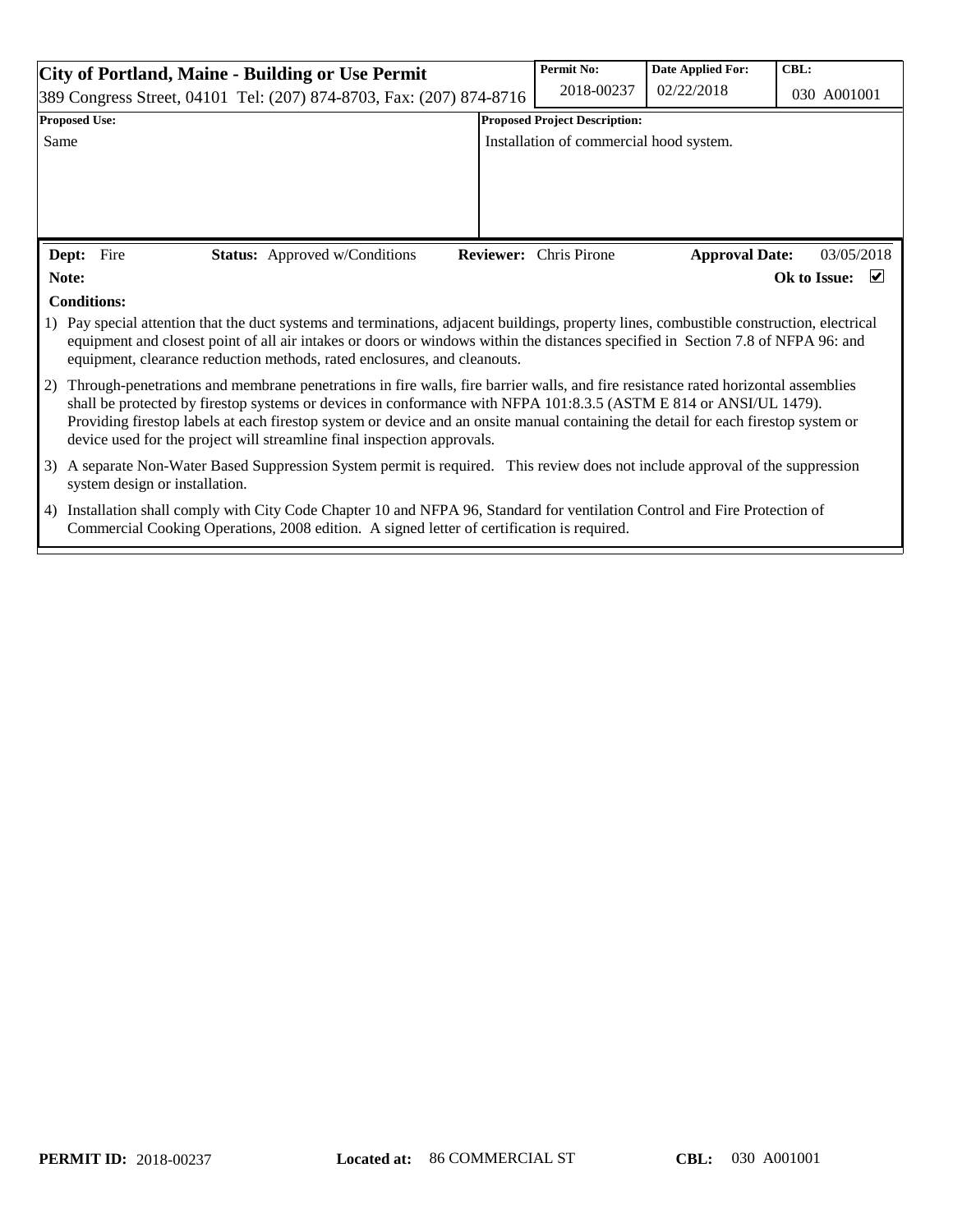# City of Portland, Maine - Building or Use Permit

389 Congress Street, 04101 Tel: (207) 874-8703, Fax: (207) 874-8716

| Permit No: | Date Applied For: | CBL: |
|---|---|---|
| 2018-00237 | 02/22/2018 | 030 A001001 |

**Proposed Use:**

Same

**Proposed Project Description:**

Installation of commercial hood system.

**Dept:** Fire **Status:** Approved w/Conditions **Reviewer:** Chris Pirone **Approval Date:** 03/05/2018

**Note:** **Ok to Issue:** ☑

**Conditions:**

1) Pay special attention that the duct systems and terminations, adjacent buildings, property lines, combustible construction, electrical equipment and closest point of all air intakes or doors or windows within the distances specified in Section 7.8 of NFPA 96: and equipment, clearance reduction methods, rated enclosures, and cleanouts.

2) Through-penetrations and membrane penetrations in fire walls, fire barrier walls, and fire resistance rated horizontal assemblies shall be protected by firestop systems or devices in conformance with NFPA 101:8.3.5 (ASTM E 814 or ANSI/UL 1479). Providing firestop labels at each firestop system or device and an onsite manual containing the detail for each firestop system or device used for the project will streamline final inspection approvals.

3) A separate Non-Water Based Suppression System permit is required. This review does not include approval of the suppression system design or installation.

4) Installation shall comply with City Code Chapter 10 and NFPA 96, Standard for ventilation Control and Fire Protection of Commercial Cooking Operations, 2008 edition. A signed letter of certification is required.

**PERMIT ID:** 2018-00237 **Located at:** 86 COMMERCIAL ST **CBL:** 030 A001001